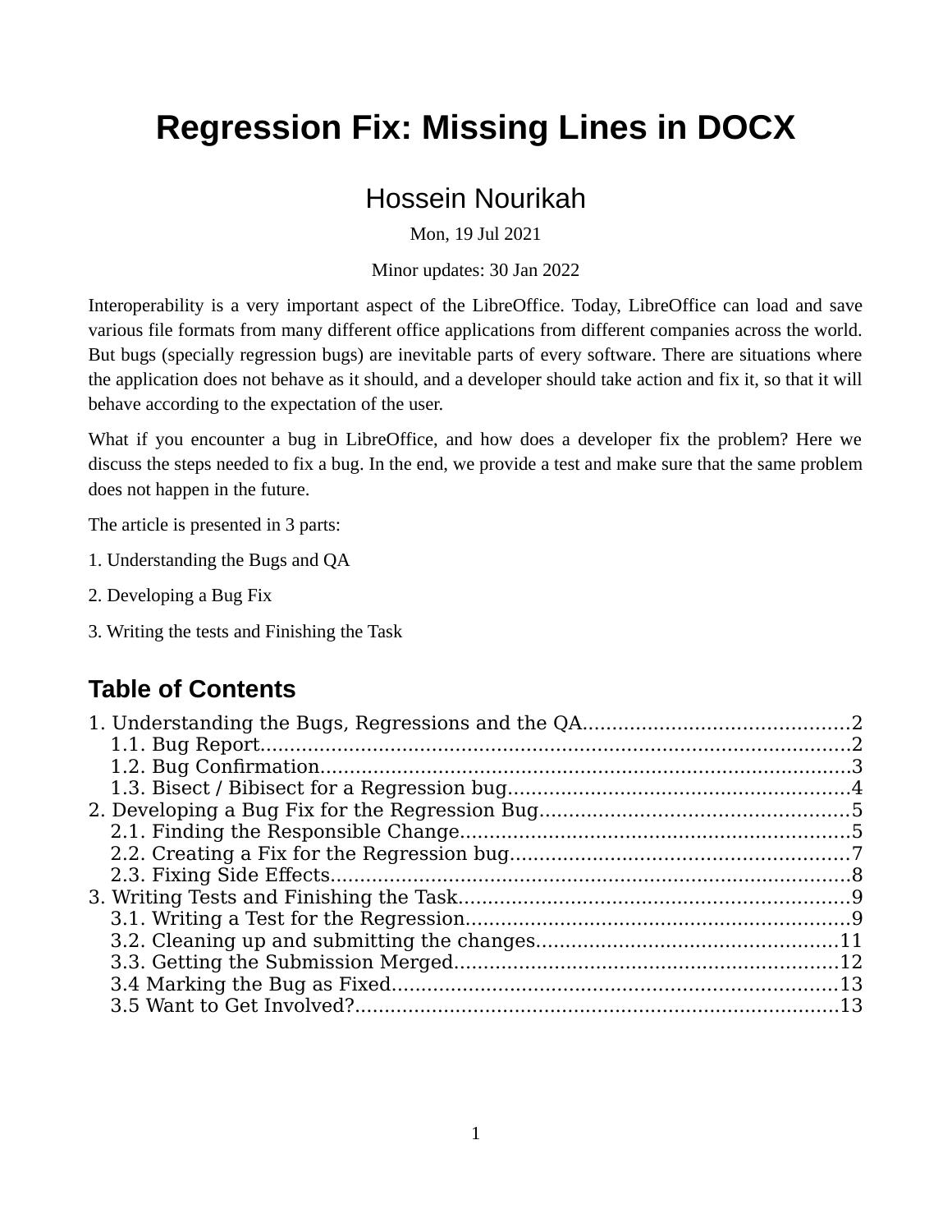# Regression Fix: Missing Lines in DOCX

## Hossein Nourikah

Mon, 19 Jul 2021

Minor updates: 30 Jan 2022

Interoperability is a very important aspect of the LibreOffice. Today, LibreOffice can load and save various file formats from many different office applications from different companies across the world. But bugs (specially regression bugs) are inevitable parts of every software. There are situations where the application does not behave as it should, and a developer should take action and fix it, so that it will behave according to the expectation of the user.

What if you encounter a bug in LibreOffice, and how does a developer fix the problem? Here we discuss the steps needed to fix a bug. In the end, we provide a test and make sure that the same problem does not happen in the future.

The article is presented in 3 parts:

1. Understanding the Bugs and QA

2. Developing a Bug Fix

3. Writing the tests and Finishing the Task

## Table of Contents

1. Understanding the Bugs, Regressions and the QA....2
   - 1.1. Bug Report....2
   - 1.2. Bug Confirmation....3
   - 1.3. Bisect / Bibisect for a Regression bug....4
2. Developing a Bug Fix for the Regression Bug....5
   - 2.1. Finding the Responsible Change....5
   - 2.2. Creating a Fix for the Regression bug....7
   - 2.3. Fixing Side Effects....8
3. Writing Tests and Finishing the Task....9
   - 3.1. Writing a Test for the Regression....9
   - 3.2. Cleaning up and submitting the changes....11
   - 3.3. Getting the Submission Merged....12
   - 3.4 Marking the Bug as Fixed....13
   - 3.5 Want to Get Involved?....13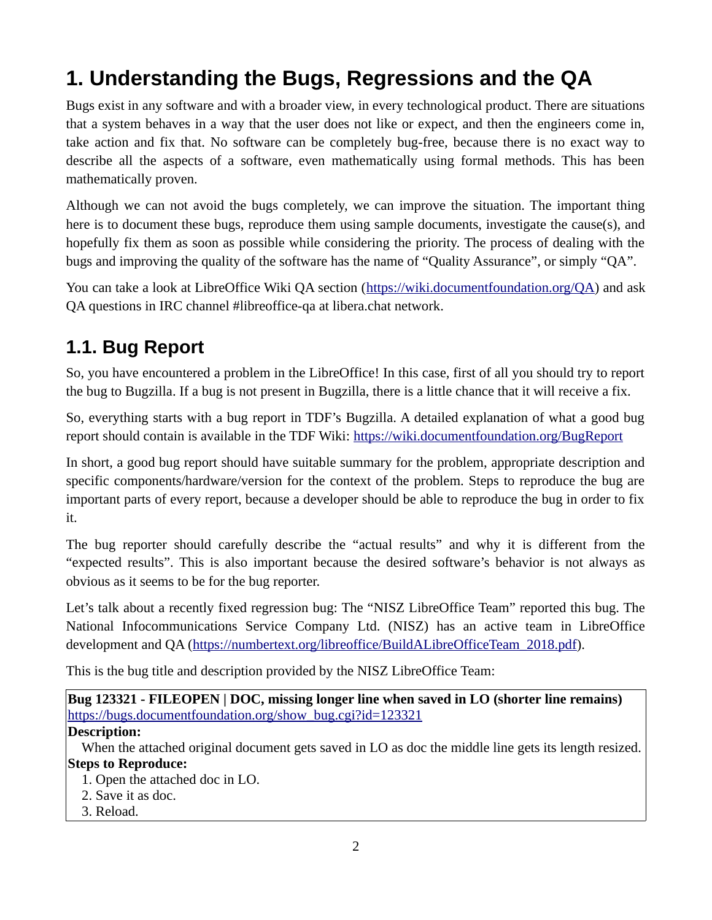# 1. Understanding the Bugs, Regressions and the QA

Bugs exist in any software and with a broader view, in every technological product. There are situations that a system behaves in a way that the user does not like or expect, and then the engineers come in, take action and fix that. No software can be completely bug-free, because there is no exact way to describe all the aspects of a software, even mathematically using formal methods. This has been mathematically proven.

Although we can not avoid the bugs completely, we can improve the situation. The important thing here is to document these bugs, reproduce them using sample documents, investigate the cause(s), and hopefully fix them as soon as possible while considering the priority. The process of dealing with the bugs and improving the quality of the software has the name of "Quality Assurance", or simply "QA".

You can take a look at LibreOffice Wiki QA section (https://wiki.documentfoundation.org/QA) and ask QA questions in IRC channel #libreoffice-qa at libera.chat network.

## 1.1. Bug Report

So, you have encountered a problem in the LibreOffice! In this case, first of all you should try to report the bug to Bugzilla. If a bug is not present in Bugzilla, there is a little chance that it will receive a fix.

So, everything starts with a bug report in TDF's Bugzilla. A detailed explanation of what a good bug report should contain is available in the TDF Wiki: https://wiki.documentfoundation.org/BugReport

In short, a good bug report should have suitable summary for the problem, appropriate description and specific components/hardware/version for the context of the problem. Steps to reproduce the bug are important parts of every report, because a developer should be able to reproduce the bug in order to fix it.

The bug reporter should carefully describe the "actual results" and why it is different from the "expected results". This is also important because the desired software's behavior is not always as obvious as it seems to be for the bug reporter.

Let's talk about a recently fixed regression bug: The "NISZ LibreOffice Team" reported this bug. The National Infocommunications Service Company Ltd. (NISZ) has an active team in LibreOffice development and QA (https://numbertext.org/libreoffice/BuildALibreOfficeTeam_2018.pdf).

This is the bug title and description provided by the NISZ LibreOffice Team:

**Bug 123321 - FILEOPEN | DOC, missing longer line when saved in LO (shorter line remains)**
https://bugs.documentfoundation.org/show_bug.cgi?id=123321

**Description:**

When the attached original document gets saved in LO as doc the middle line gets its length resized.

**Steps to Reproduce:**

1. Open the attached doc in LO.
2. Save it as doc.
3. Reload.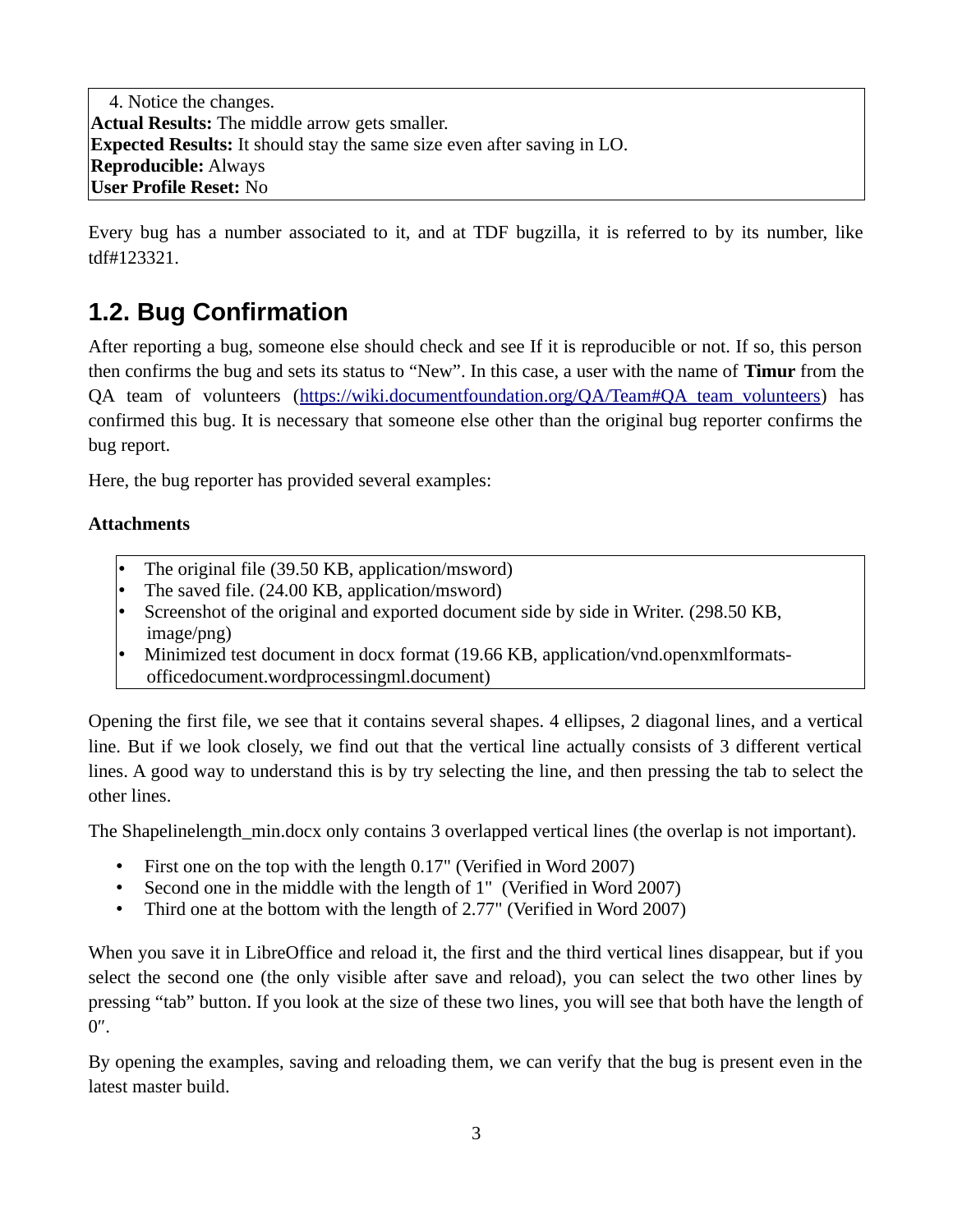4. Notice the changes.

**Actual Results:** The middle arrow gets smaller.
**Expected Results:** It should stay the same size even after saving in LO.
**Reproducible:** Always
**User Profile Reset:** No

Every bug has a number associated to it, and at TDF bugzilla, it is referred to by its number, like tdf#123321.

## 1.2. Bug Confirmation

After reporting a bug, someone else should check and see If it is reproducible or not. If so, this person then confirms the bug and sets its status to "New". In this case, a user with the name of **Timur** from the QA team of volunteers (https://wiki.documentfoundation.org/QA/Team#QA_team_volunteers) has confirmed this bug. It is necessary that someone else other than the original bug reporter confirms the bug report.

Here, the bug reporter has provided several examples:

**Attachments**

- The original file (39.50 KB, application/msword)
- The saved file. (24.00 KB, application/msword)
- Screenshot of the original and exported document side by side in Writer. (298.50 KB, image/png)
- Minimized test document in docx format (19.66 KB, application/vnd.openxmlformats-officedocument.wordprocessingml.document)

Opening the first file, we see that it contains several shapes. 4 ellipses, 2 diagonal lines, and a vertical line. But if we look closely, we find out that the vertical line actually consists of 3 different vertical lines. A good way to understand this is by try selecting the line, and then pressing the tab to select the other lines.

The Shapelinelength_min.docx only contains 3 overlapped vertical lines (the overlap is not important).

- First one on the top with the length 0.17" (Verified in Word 2007)
- Second one in the middle with the length of 1" (Verified in Word 2007)
- Third one at the bottom with the length of 2.77" (Verified in Word 2007)

When you save it in LibreOffice and reload it, the first and the third vertical lines disappear, but if you select the second one (the only visible after save and reload), you can select the two other lines by pressing "tab" button. If you look at the size of these two lines, you will see that both have the length of 0″.

By opening the examples, saving and reloading them, we can verify that the bug is present even in the latest master build.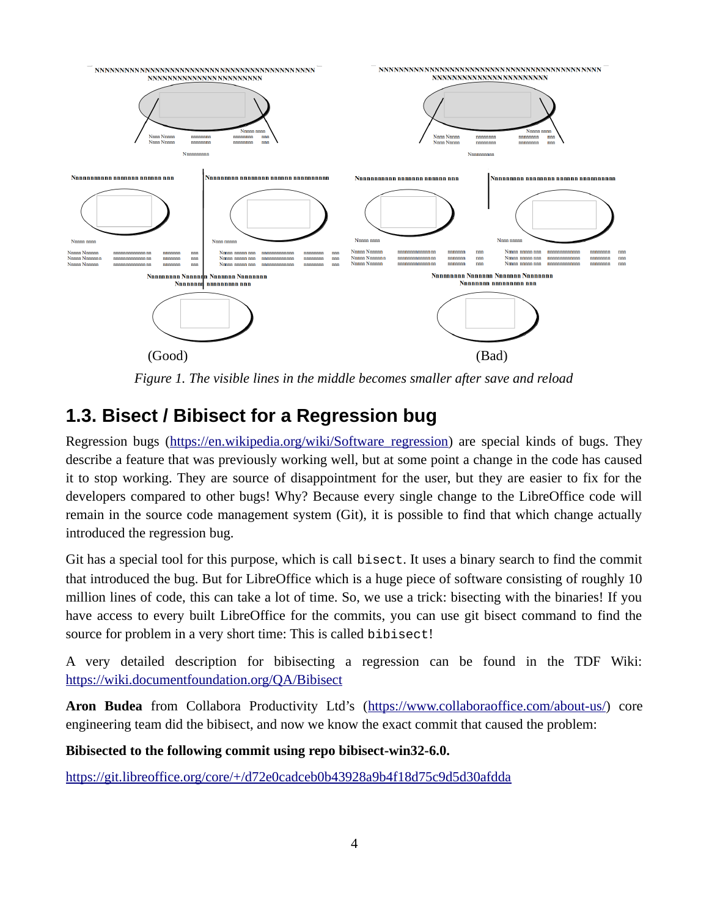(Good)

(Bad)

*Figure 1. The visible lines in the middle becomes smaller after save and reload*

## 1.3. Bisect / Bibisect for a Regression bug

Regression bugs (https://en.wikipedia.org/wiki/Software_regression) are special kinds of bugs. They describe a feature that was previously working well, but at some point a change in the code has caused it to stop working. They are source of disappointment for the user, but they are easier to fix for the developers compared to other bugs! Why? Because every single change to the LibreOffice code will remain in the source code management system (Git), it is possible to find that which change actually introduced the regression bug.

Git has a special tool for this purpose, which is call `bisect`. It uses a binary search to find the commit that introduced the bug. But for LibreOffice which is a huge piece of software consisting of roughly 10 million lines of code, this can take a lot of time. So, we use a trick: bisecting with the binaries! If you have access to every built LibreOffice for the commits, you can use git bisect command to find the source for problem in a very short time: This is called `bibisect`!

A very detailed description for bibisecting a regression can be found in the TDF Wiki: https://wiki.documentfoundation.org/QA/Bibisect

**Aron Budea** from Collabora Productivity Ltd's (https://www.collaboraoffice.com/about-us/) core engineering team did the bibisect, and now we know the exact commit that caused the problem:

**Bibisected to the following commit using repo bibisect-win32-6.0.**

https://git.libreoffice.org/core/+/d72e0cadceb0b43928a9b4f18d75c9d5d30afdda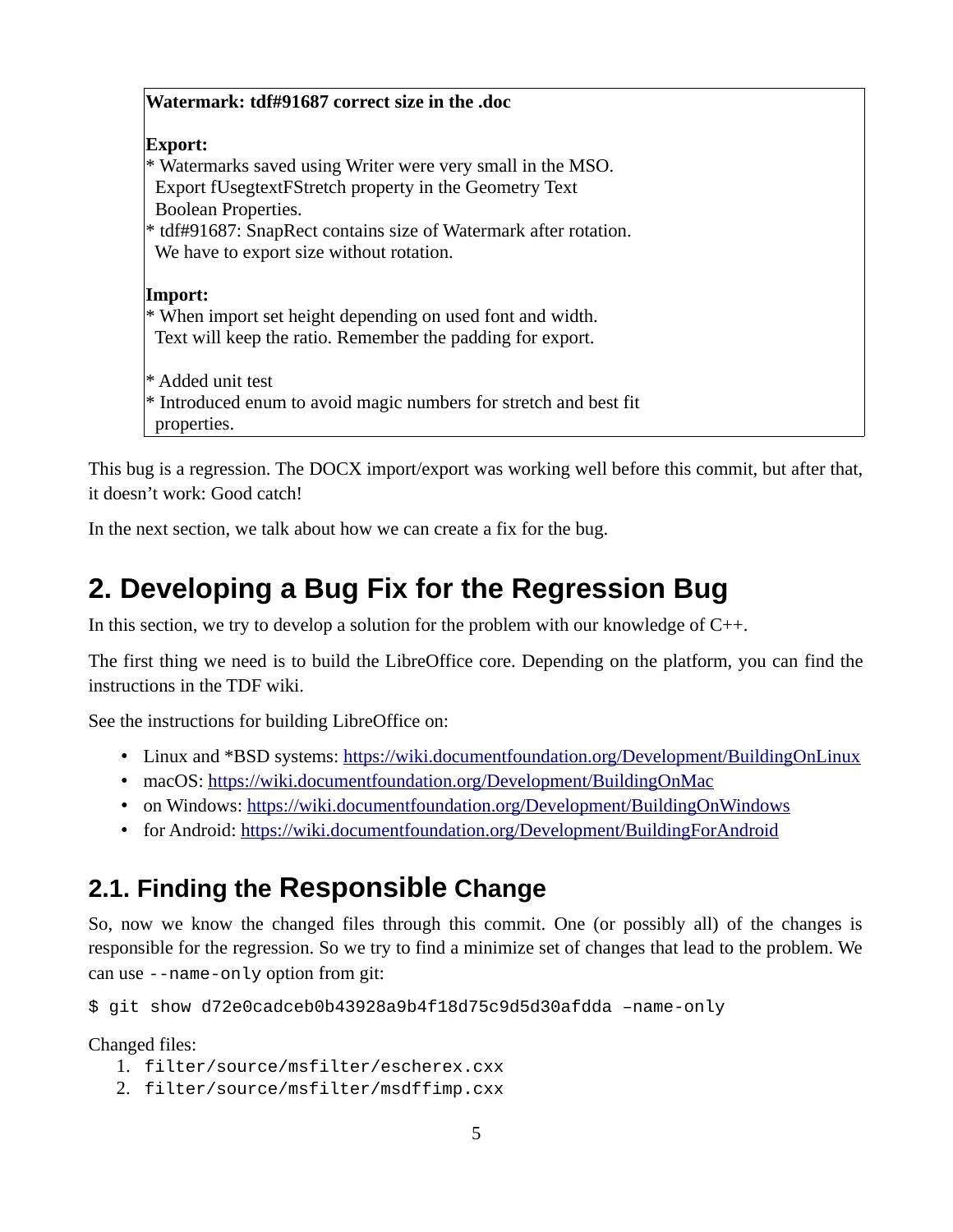```
Watermark: tdf#91687 correct size in the .doc

Export:
* Watermarks saved using Writer were very small in the MSO.
  Export fUsegtextFStretch property in the Geometry Text
  Boolean Properties.
* tdf#91687: SnapRect contains size of Watermark after rotation.
  We have to export size without rotation.

Import:
* When import set height depending on used font and width.
  Text will keep the ratio. Remember the padding for export.

* Added unit test
* Introduced enum to avoid magic numbers for stretch and best fit
  properties.
```

This bug is a regression. The DOCX import/export was working well before this commit, but after that, it doesn’t work: Good catch!

In the next section, we talk about how we can create a fix for the bug.

# 2. Developing a Bug Fix for the Regression Bug

In this section, we try to develop a solution for the problem with our knowledge of C++.

The first thing we need is to build the LibreOffice core. Depending on the platform, you can find the instructions in the TDF wiki.

See the instructions for building LibreOffice on:

- Linux and *BSD systems: https://wiki.documentfoundation.org/Development/BuildingOnLinux
- macOS: https://wiki.documentfoundation.org/Development/BuildingOnMac
- on Windows: https://wiki.documentfoundation.org/Development/BuildingOnWindows
- for Android: https://wiki.documentfoundation.org/Development/BuildingForAndroid

## 2.1. Finding the Responsible Change

So, now we know the changed files through this commit. One (or possibly all) of the changes is responsible for the regression. So we try to find a minimize set of changes that lead to the problem. We can use `--name-only` option from git:

```
$ git show d72e0cadceb0b43928a9b4f18d75c9d5d30afdda –name-only
```

Changed files:

1. `filter/source/msfilter/escherex.cxx`
2. `filter/source/msfilter/msdffimp.cxx`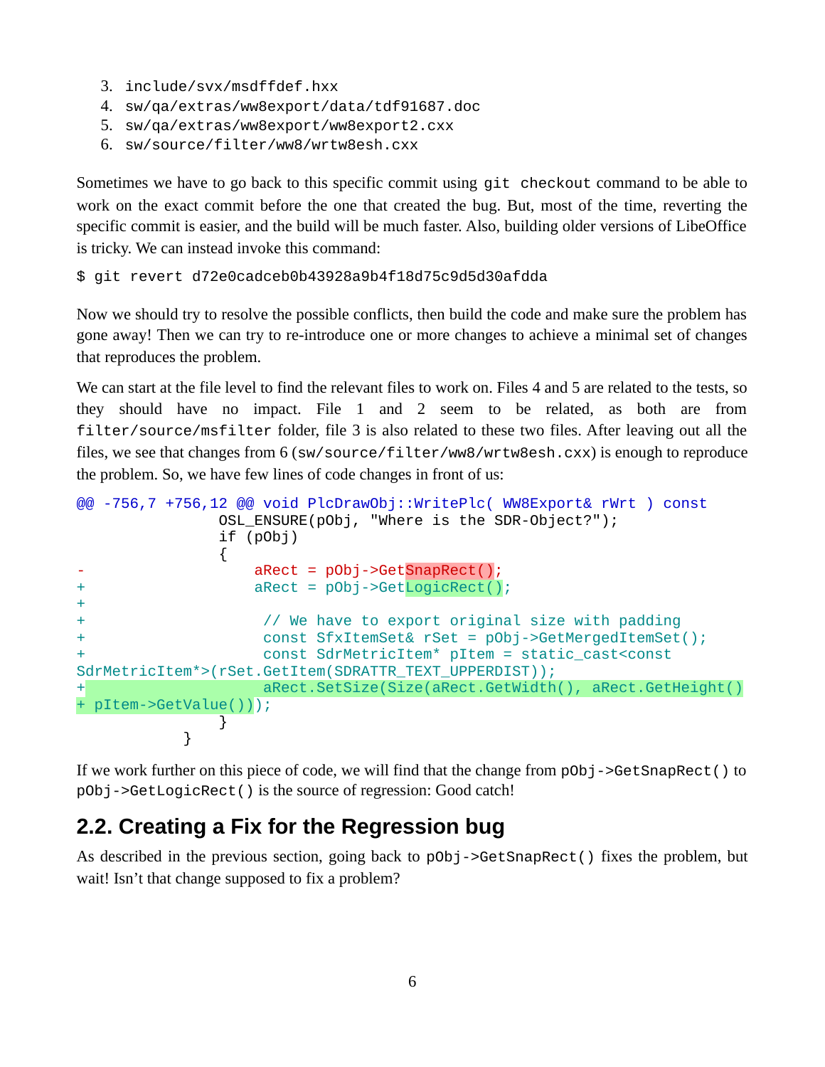3. include/svx/msdffdef.hxx
4. sw/qa/extras/ww8export/data/tdf91687.doc
5. sw/qa/extras/ww8export/ww8export2.cxx
6. sw/source/filter/ww8/wrtw8esh.cxx

Sometimes we have to go back to this specific commit using `git checkout` command to be able to work on the exact commit before the one that created the bug. But, most of the time, reverting the specific commit is easier, and the build will be much faster. Also, building older versions of LibeOffice is tricky. We can instead invoke this command:

```
$ git revert d72e0cadceb0b43928a9b4f18d75c9d5d30afdda
```

Now we should try to resolve the possible conflicts, then build the code and make sure the problem has gone away! Then we can try to re-introduce one or more changes to achieve a minimal set of changes that reproduces the problem.

We can start at the file level to find the relevant files to work on. Files 4 and 5 are related to the tests, so they should have no impact. File 1 and 2 seem to be related, as both are from `filter/source/msfilter` folder, file 3 is also related to these two files. After leaving out all the files, we see that changes from 6 (`sw/source/filter/ww8/wrtw8esh.cxx`) is enough to reproduce the problem. So, we have few lines of code changes in front of us:

```
@@ -756,7 +756,12 @@ void PlcDrawObj::WritePlc( WW8Export& rWrt ) const
                OSL_ENSURE(pObj, "Where is the SDR-Object?");
                if (pObj)
                {
-                   aRect = pObj->GetSnapRect();
+                   aRect = pObj->GetLogicRect();
+
+                    // We have to export original size with padding
+                    const SfxItemSet& rSet = pObj->GetMergedItemSet();
+                    const SdrMetricItem* pItem = static_cast<const
SdrMetricItem*>(rSet.GetItem(SDRATTR_TEXT_UPPERDIST));
+                    aRect.SetSize(Size(aRect.GetWidth(), aRect.GetHeight()
+ pItem->GetValue()));
                }
            }
```

If we work further on this piece of code, we will find that the change from `pObj->GetSnapRect()` to `pObj->GetLogicRect()` is the source of regression: Good catch!

## 2.2. Creating a Fix for the Regression bug

As described in the previous section, going back to `pObj->GetSnapRect()` fixes the problem, but wait! Isn't that change supposed to fix a problem?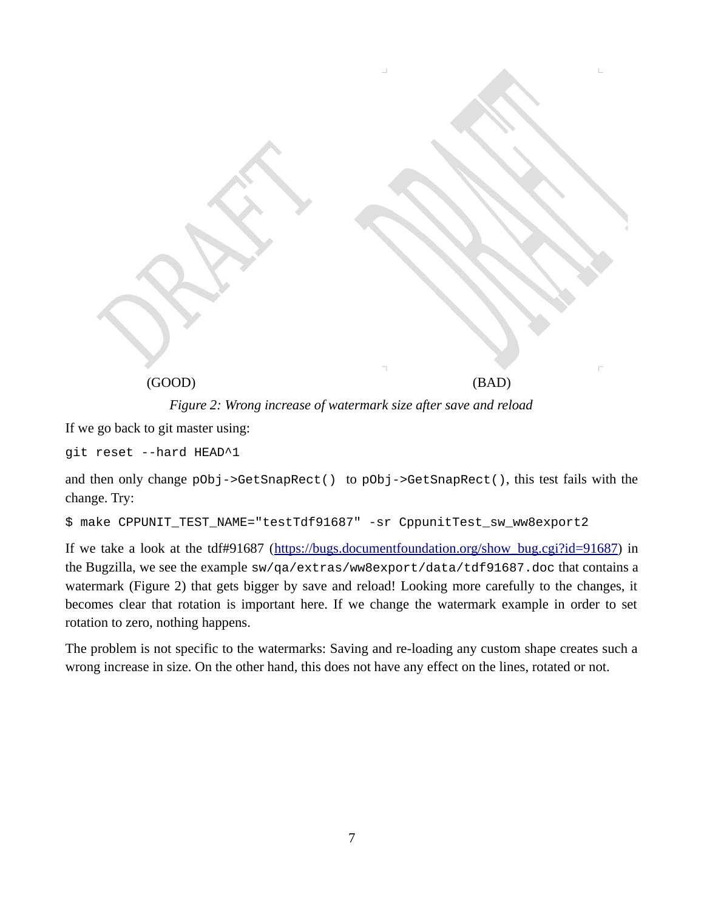(GOOD) (BAD)

*Figure 2: Wrong increase of watermark size after save and reload*

If we go back to git master using:

```
git reset --hard HEAD^1
```

and then only change `pObj->GetSnapRect()` to `pObj->GetSnapRect()`, this test fails with the change. Try:

```
$ make CPPUNIT_TEST_NAME="testTdf91687" -sr CppunitTest_sw_ww8export2
```

If we take a look at the tdf#91687 ([https://bugs.documentfoundation.org/show_bug.cgi?id=91687](https://bugs.documentfoundation.org/show_bug.cgi?id=91687)) in the Bugzilla, we see the example `sw/qa/extras/ww8export/data/tdf91687.doc` that contains a watermark (Figure 2) that gets bigger by save and reload! Looking more carefully to the changes, it becomes clear that rotation is important here. If we change the watermark example in order to set rotation to zero, nothing happens.

The problem is not specific to the watermarks: Saving and re-loading any custom shape creates such a wrong increase in size. On the other hand, this does not have any effect on the lines, rotated or not.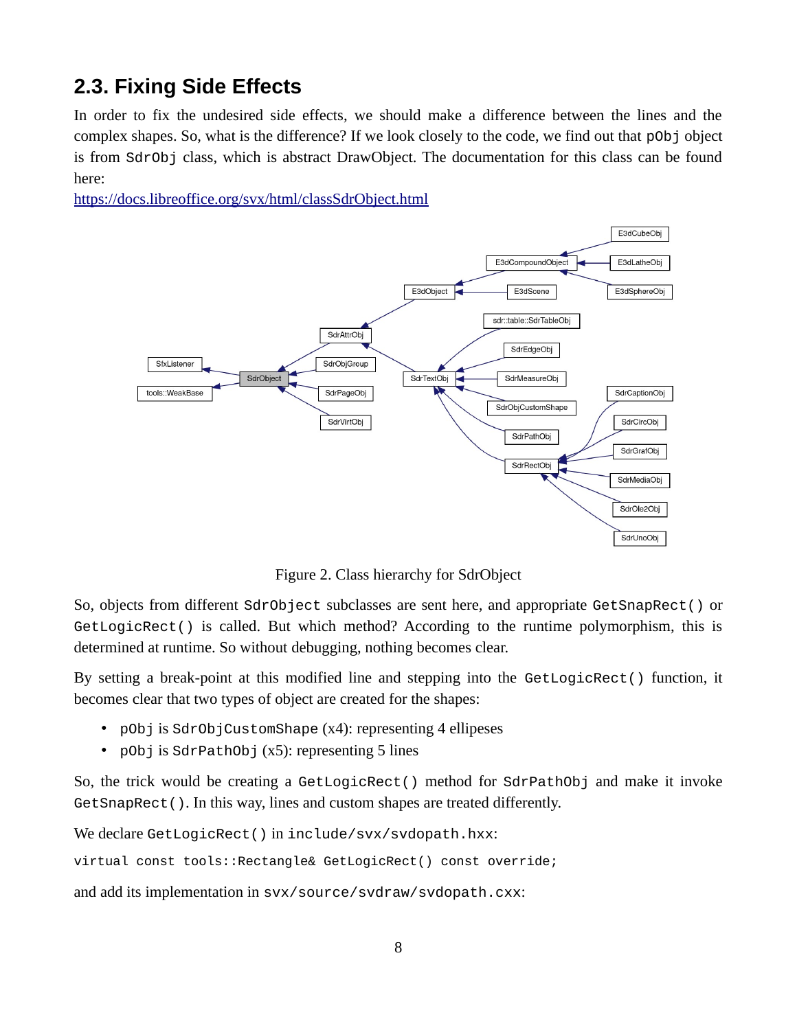## 2.3. Fixing Side Effects

In order to fix the undesired side effects, we should make a difference between the lines and the complex shapes. So, what is the difference? If we look closely to the code, we find out that `pObj` object is from `SdrObj` class, which is abstract DrawObject. The documentation for this class can be found here:
https://docs.libreoffice.org/svx/html/classSdrObject.html

Figure 2. Class hierarchy for SdrObject

So, objects from different `SdrObject` subclasses are sent here, and appropriate `GetSnapRect()` or `GetLogicRect()` is called. But which method? According to the runtime polymorphism, this is determined at runtime. So without debugging, nothing becomes clear.

By setting a break-point at this modified line and stepping into the `GetLogicRect()` function, it becomes clear that two types of object are created for the shapes:

- `pObj` is `SdrObjCustomShape` (x4): representing 4 ellipeses
- `pObj` is `SdrPathObj` (x5): representing 5 lines

So, the trick would be creating a `GetLogicRect()` method for `SdrPathObj` and make it invoke `GetSnapRect()`. In this way, lines and custom shapes are treated differently.

We declare `GetLogicRect()` in `include/svx/svdopath.hxx`:

```
virtual const tools::Rectangle& GetLogicRect() const override;
```

and add its implementation in `svx/source/svdraw/svdopath.cxx`: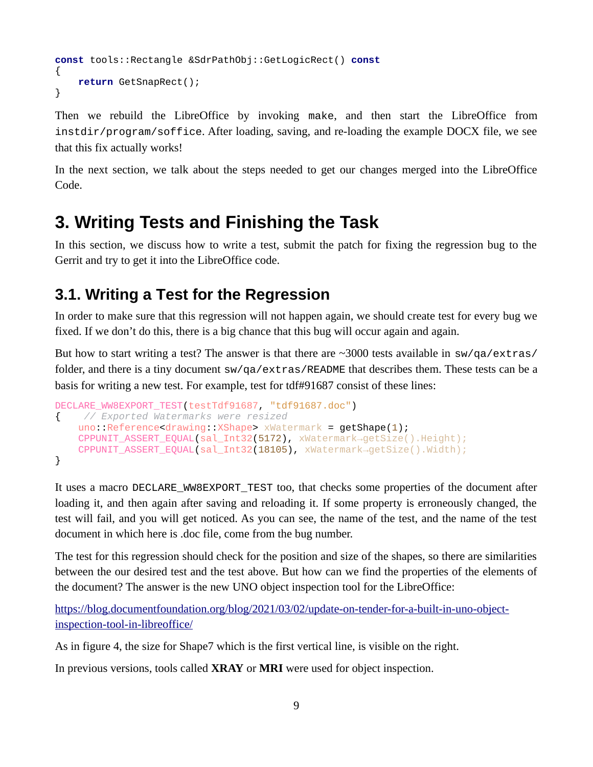```
const tools::Rectangle &SdrPathObj::GetLogicRect() const
{
    return GetSnapRect();
}
```

Then we rebuild the LibreOffice by invoking `make`, and then start the LibreOffice from `instdir/program/soffice`. After loading, saving, and re-loading the example DOCX file, we see that this fix actually works!

In the next section, we talk about the steps needed to get our changes merged into the LibreOffice Code.

# 3. Writing Tests and Finishing the Task

In this section, we discuss how to write a test, submit the patch for fixing the regression bug to the Gerrit and try to get it into the LibreOffice code.

## 3.1. Writing a Test for the Regression

In order to make sure that this regression will not happen again, we should create test for every bug we fixed. If we don't do this, there is a big chance that this bug will occur again and again.

But how to start writing a test? The answer is that there are ~3000 tests available in `sw/qa/extras/` folder, and there is a tiny document `sw/qa/extras/README` that describes them. These tests can be a basis for writing a new test. For example, test for tdf#91687 consist of these lines:

```
DECLARE_WW8EXPORT_TEST(testTdf91687, "tdf91687.doc")
{   // Exported Watermarks were resized
    uno::Reference<drawing::XShape> xWatermark = getShape(1);
    CPPUNIT_ASSERT_EQUAL(sal_Int32(5172), xWatermark->getSize().Height);
    CPPUNIT_ASSERT_EQUAL(sal_Int32(18105), xWatermark->getSize().Width);
}
```

It uses a macro `DECLARE_WW8EXPORT_TEST` too, that checks some properties of the document after loading it, and then again after saving and reloading it. If some property is erroneously changed, the test will fail, and you will get noticed. As you can see, the name of the test, and the name of the test document in which here is .doc file, come from the bug number.

The test for this regression should check for the position and size of the shapes, so there are similarities between the our desired test and the test above. But how can we find the properties of the elements of the document? The answer is the new UNO object inspection tool for the LibreOffice:

https://blog.documentfoundation.org/blog/2021/03/02/update-on-tender-for-a-built-in-uno-object-inspection-tool-in-libreoffice/

As in figure 4, the size for Shape7 which is the first vertical line, is visible on the right.

In previous versions, tools called **XRAY** or **MRI** were used for object inspection.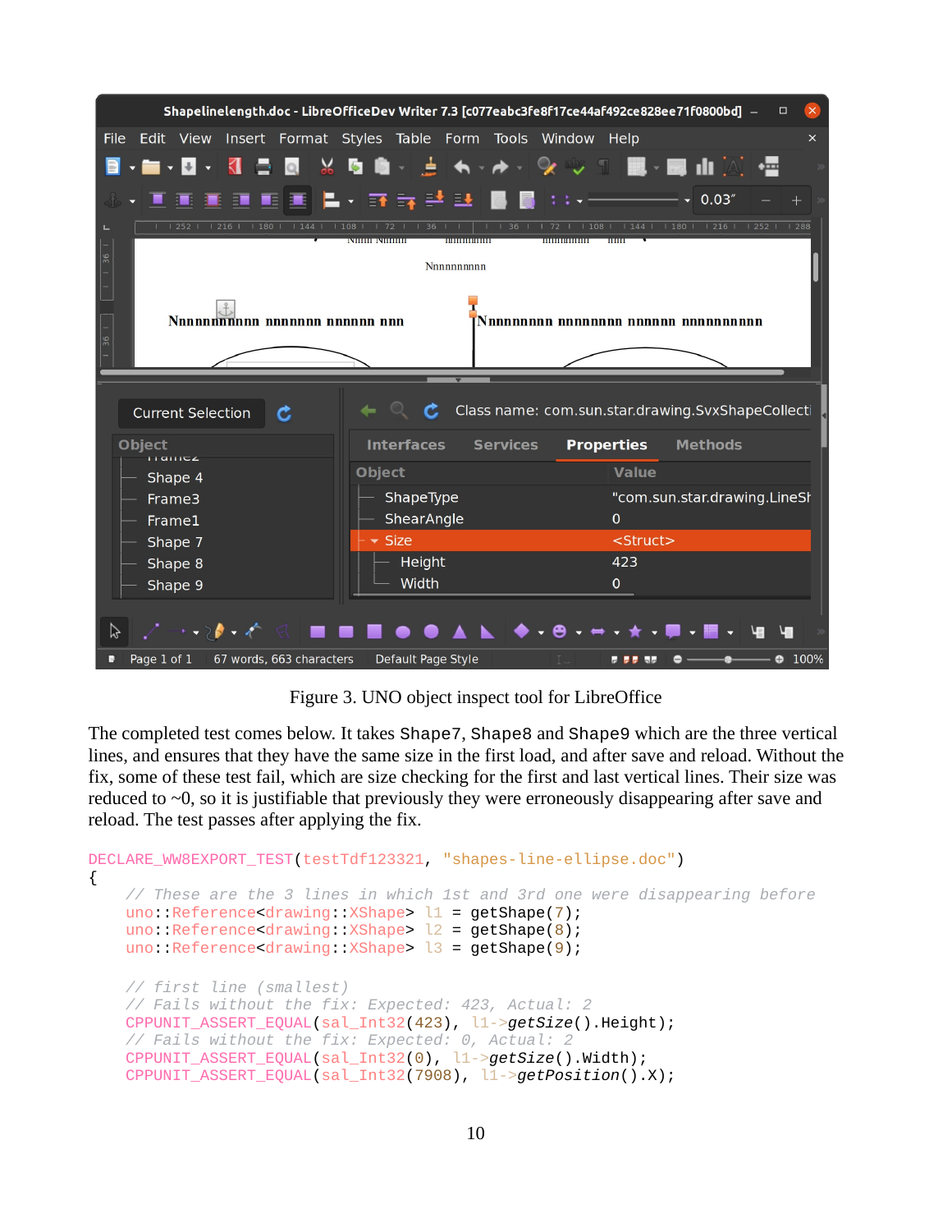Figure 3. UNO object inspect tool for LibreOffice

The completed test comes below. It takes `Shape7`, `Shape8` and `Shape9` which are the three vertical lines, and ensures that they have the same size in the first load, and after save and reload. Without the fix, some of these test fail, which are size checking for the first and last vertical lines. Their size was reduced to ~0, so it is justifiable that previously they were erroneously disappearing after save and reload. The test passes after applying the fix.

```
DECLARE_WW8EXPORT_TEST(testTdf123321, "shapes-line-ellipse.doc")
{
    // These are the 3 lines in which 1st and 3rd one were disappearing before
    uno::Reference<drawing::XShape> l1 = getShape(7);
    uno::Reference<drawing::XShape> l2 = getShape(8);
    uno::Reference<drawing::XShape> l3 = getShape(9);

    // first line (smallest)
    // Fails without the fix: Expected: 423, Actual: 2
    CPPUNIT_ASSERT_EQUAL(sal_Int32(423), l1->getSize().Height);
    // Fails without the fix: Expected: 0, Actual: 2
    CPPUNIT_ASSERT_EQUAL(sal_Int32(0), l1->getSize().Width);
    CPPUNIT_ASSERT_EQUAL(sal_Int32(7908), l1->getPosition().X);
```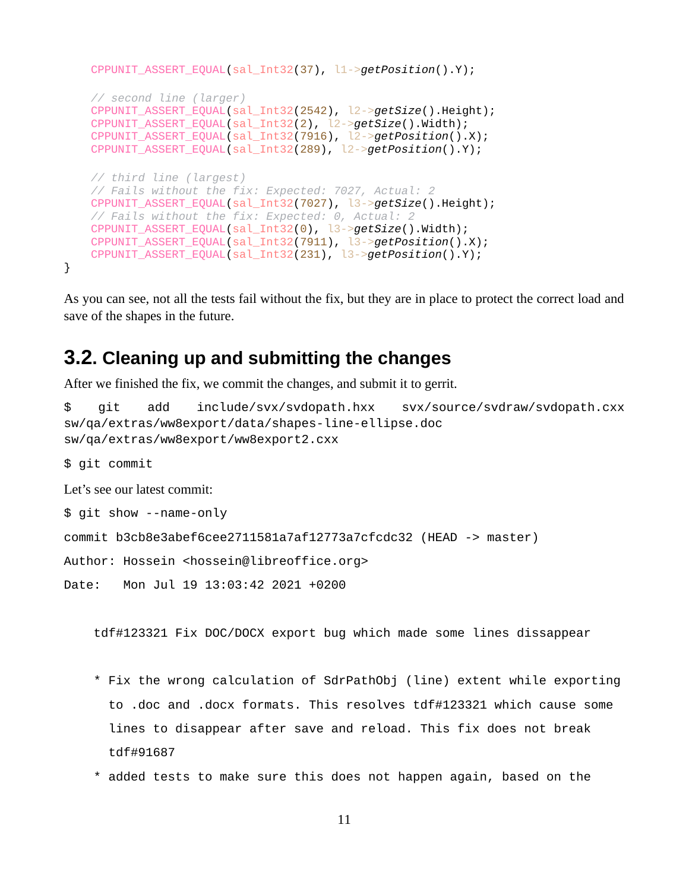```
    CPPUNIT_ASSERT_EQUAL(sal_Int32(37), l1->getPosition().Y);

    // second line (larger)
    CPPUNIT_ASSERT_EQUAL(sal_Int32(2542), l2->getSize().Height);
    CPPUNIT_ASSERT_EQUAL(sal_Int32(2), l2->getSize().Width);
    CPPUNIT_ASSERT_EQUAL(sal_Int32(7916), l2->getPosition().X);
    CPPUNIT_ASSERT_EQUAL(sal_Int32(289), l2->getPosition().Y);

    // third line (largest)
    // Fails without the fix: Expected: 7027, Actual: 2
    CPPUNIT_ASSERT_EQUAL(sal_Int32(7027), l3->getSize().Height);
    // Fails without the fix: Expected: 0, Actual: 2
    CPPUNIT_ASSERT_EQUAL(sal_Int32(0), l3->getSize().Width);
    CPPUNIT_ASSERT_EQUAL(sal_Int32(7911), l3->getPosition().X);
    CPPUNIT_ASSERT_EQUAL(sal_Int32(231), l3->getPosition().Y);
}
```

As you can see, not all the tests fail without the fix, but they are in place to protect the correct load and save of the shapes in the future.

## 3.2. Cleaning up and submitting the changes

After we finished the fix, we commit the changes, and submit it to gerrit.

```
$ git add include/svx/svdopath.hxx svx/source/svdraw/svdopath.cxx sw/qa/extras/ww8export/data/shapes-line-ellipse.doc sw/qa/extras/ww8export/ww8export2.cxx
```

```
$ git commit
```

Let's see our latest commit:

```
$ git show --name-only

commit b3cb8e3abef6cee2711581a7af12773a7cfcdc32 (HEAD -> master)

Author: Hossein <hossein@libreoffice.org>

Date:   Mon Jul 19 13:03:42 2021 +0200


    tdf#123321 Fix DOC/DOCX export bug which made some lines dissappear


    * Fix the wrong calculation of SdrPathObj (line) extent while exporting
      to .doc and .docx formats. This resolves tdf#123321 which cause some
      lines to disappear after save and reload. This fix does not break
      tdf#91687

    * added tests to make sure this does not happen again, based on the
```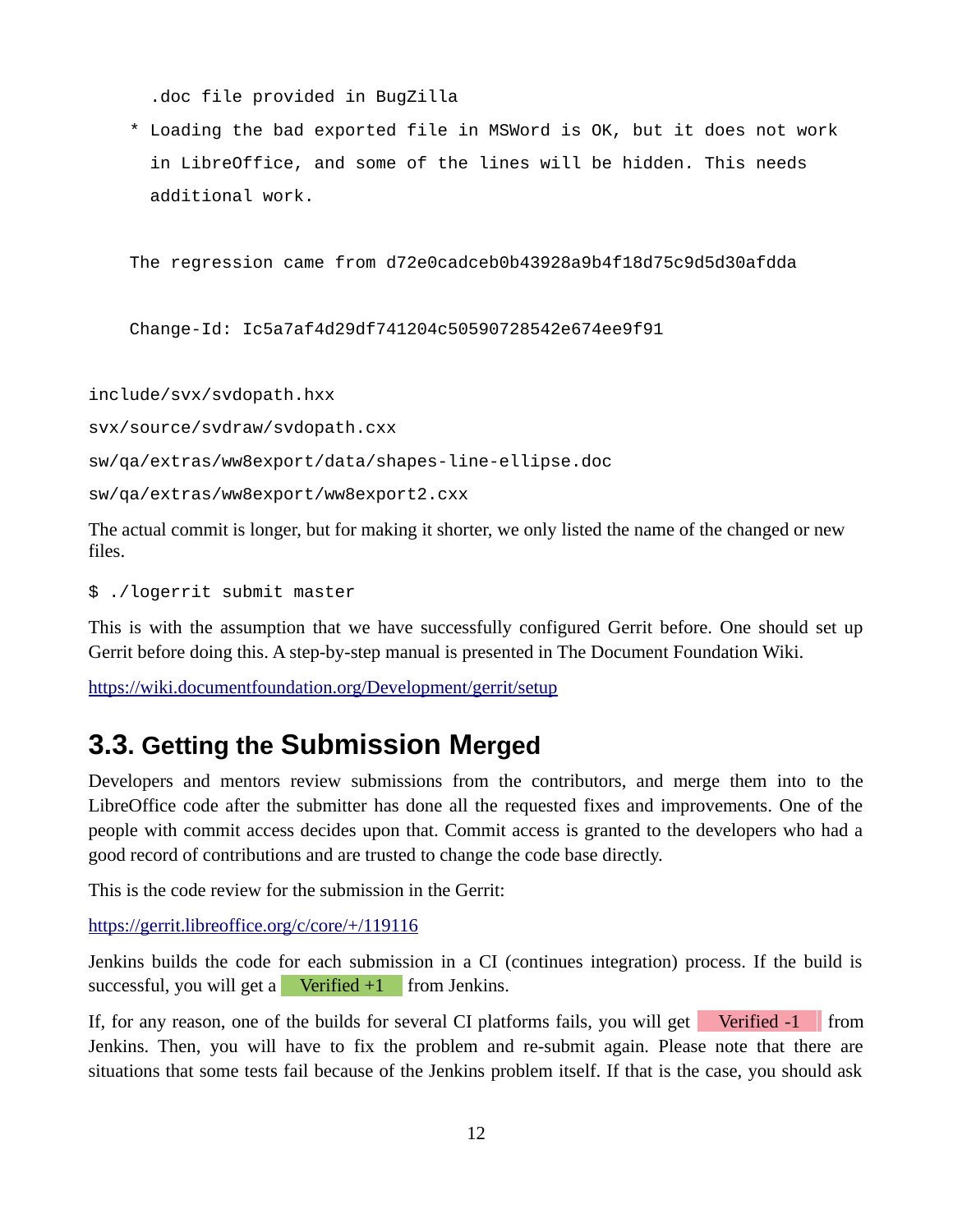```
    .doc file provided in BugZilla
  * Loading the bad exported file in MSWord is OK, but it does not work
    in LibreOffice, and some of the lines will be hidden. This needs
    additional work.

  The regression came from d72e0cadceb0b43928a9b4f18d75c9d5d30afdda

  Change-Id: Ic5a7af4d29df741204c50590728542e674ee9f91

include/svx/svdopath.hxx
svx/source/svdraw/svdopath.cxx
sw/qa/extras/ww8export/data/shapes-line-ellipse.doc
sw/qa/extras/ww8export/ww8export2.cxx
```

The actual commit is longer, but for making it shorter, we only listed the name of the changed or new files.

```
$ ./logerrit submit master
```

This is with the assumption that we have successfully configured Gerrit before. One should set up Gerrit before doing this. A step-by-step manual is presented in The Document Foundation Wiki.

https://wiki.documentfoundation.org/Development/gerrit/setup

## 3.3. Getting the Submission Merged

Developers and mentors review submissions from the contributors, and merge them into to the LibreOffice code after the submitter has done all the requested fixes and improvements. One of the people with commit access decides upon that. Commit access is granted to the developers who had a good record of contributions and are trusted to change the code base directly.

This is the code review for the submission in the Gerrit:

https://gerrit.libreoffice.org/c/core/+/119116

Jenkins builds the code for each submission in a CI (continues integration) process. If the build is successful, you will get a Verified +1 from Jenkins.

If, for any reason, one of the builds for several CI platforms fails, you will get Verified -1 from Jenkins. Then, you will have to fix the problem and re-submit again. Please note that there are situations that some tests fail because of the Jenkins problem itself. If that is the case, you should ask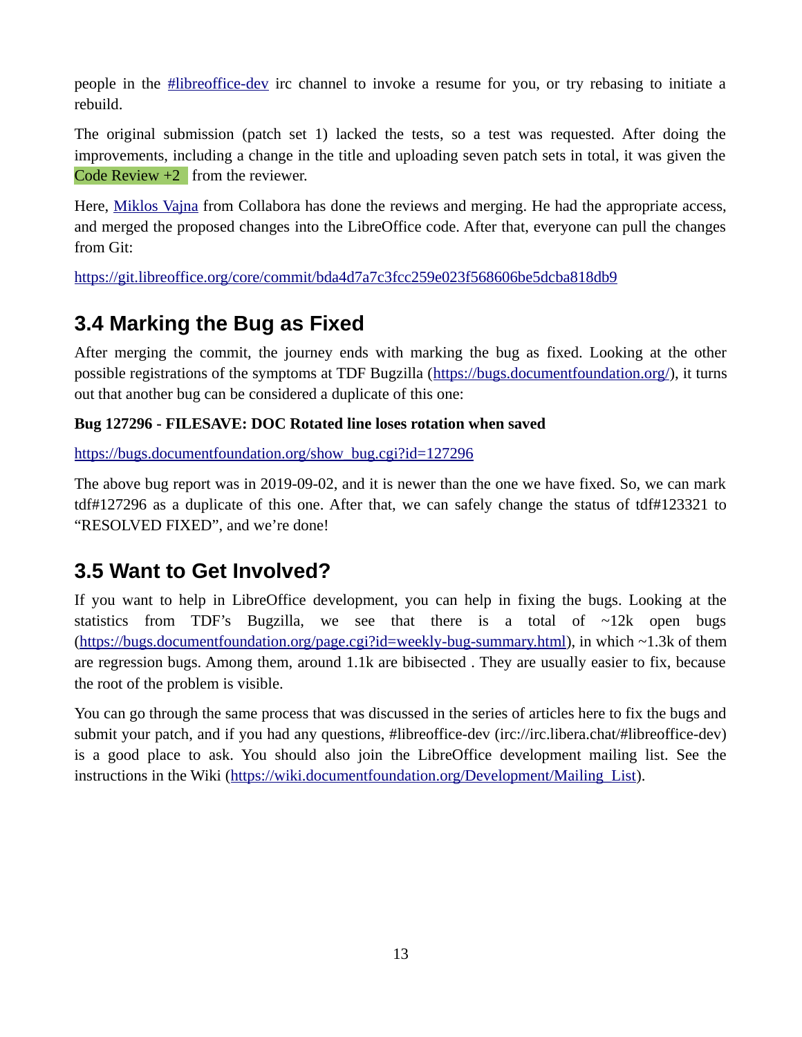people in the #libreoffice-dev irc channel to invoke a resume for you, or try rebasing to initiate a rebuild.

The original submission (patch set 1) lacked the tests, so a test was requested. After doing the improvements, including a change in the title and uploading seven patch sets in total, it was given the Code Review +2 from the reviewer.

Here, Miklos Vajna from Collabora has done the reviews and merging. He had the appropriate access, and merged the proposed changes into the LibreOffice code. After that, everyone can pull the changes from Git:

https://git.libreoffice.org/core/commit/bda4d7a7c3fcc259e023f568606be5dcba818db9

## 3.4 Marking the Bug as Fixed

After merging the commit, the journey ends with marking the bug as fixed. Looking at the other possible registrations of the symptoms at TDF Bugzilla (https://bugs.documentfoundation.org/), it turns out that another bug can be considered a duplicate of this one:

**Bug 127296 - FILESAVE: DOC Rotated line loses rotation when saved**

https://bugs.documentfoundation.org/show_bug.cgi?id=127296

The above bug report was in 2019-09-02, and it is newer than the one we have fixed. So, we can mark tdf#127296 as a duplicate of this one. After that, we can safely change the status of tdf#123321 to "RESOLVED FIXED", and we're done!

## 3.5 Want to Get Involved?

If you want to help in LibreOffice development, you can help in fixing the bugs. Looking at the statistics from TDF's Bugzilla, we see that there is a total of ~12k open bugs (https://bugs.documentfoundation.org/page.cgi?id=weekly-bug-summary.html), in which ~1.3k of them are regression bugs. Among them, around 1.1k are bibisected . They are usually easier to fix, because the root of the problem is visible.

You can go through the same process that was discussed in the series of articles here to fix the bugs and submit your patch, and if you had any questions, #libreoffice-dev (irc://irc.libera.chat/#libreoffice-dev) is a good place to ask. You should also join the LibreOffice development mailing list. See the instructions in the Wiki (https://wiki.documentfoundation.org/Development/Mailing_List).